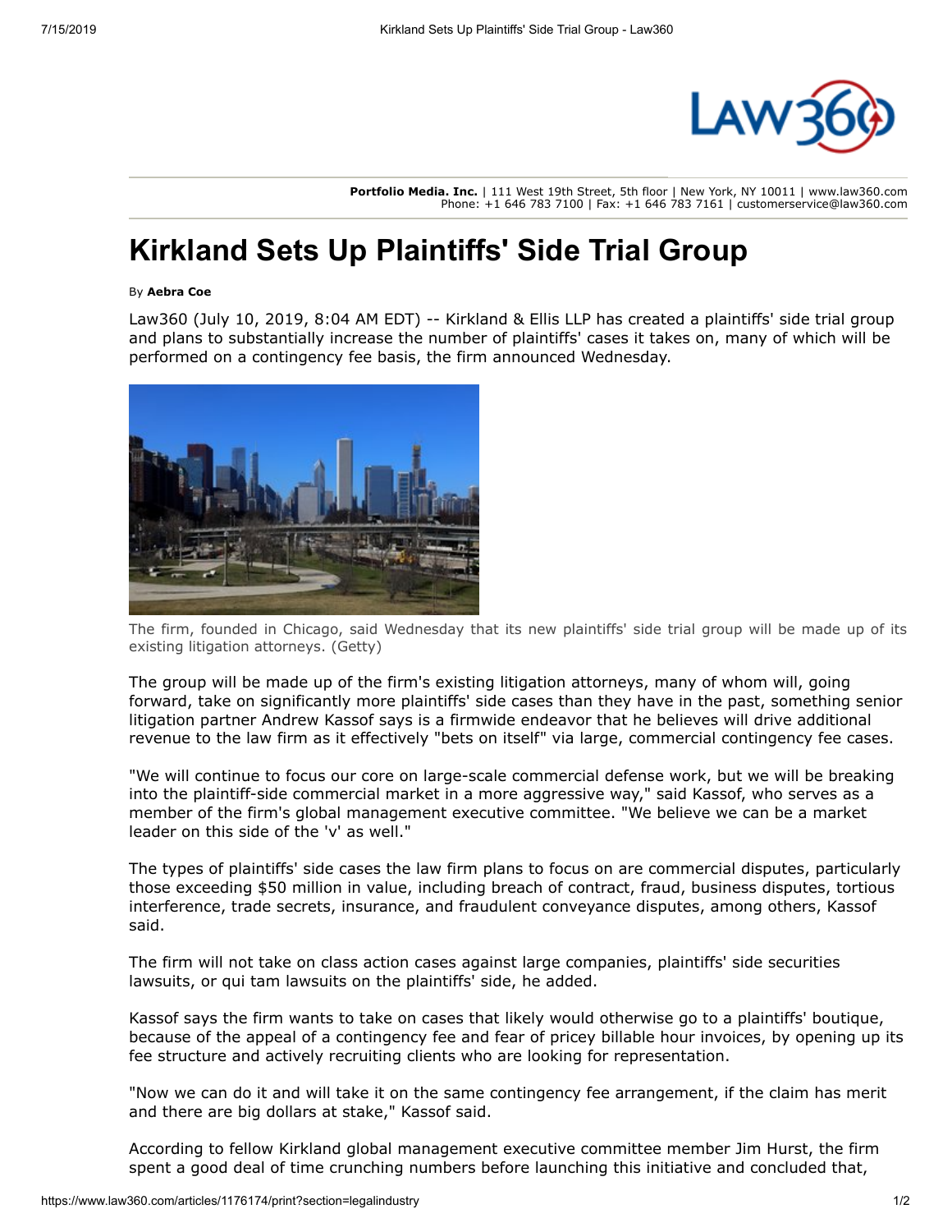**Portfolio Media. Inc.** | 111 West 19th Street, 5th floor | New York, NY 10011 | www.law360.com
Phone: +1 646 783 7100 | Fax: +1 646 783 7161 | customerservice@law360.com

# Kirkland Sets Up Plaintiffs' Side Trial Group

By **Aebra Coe**

Law360 (July 10, 2019, 8:04 AM EDT) -- Kirkland & Ellis LLP has created a plaintiffs' side trial group and plans to substantially increase the number of plaintiffs' cases it takes on, many of which will be performed on a contingency fee basis, the firm announced Wednesday.

The firm, founded in Chicago, said Wednesday that its new plaintiffs' side trial group will be made up of its existing litigation attorneys. (Getty)

The group will be made up of the firm's existing litigation attorneys, many of whom will, going forward, take on significantly more plaintiffs' side cases than they have in the past, something senior litigation partner Andrew Kassof says is a firmwide endeavor that he believes will drive additional revenue to the law firm as it effectively "bets on itself" via large, commercial contingency fee cases.

"We will continue to focus our core on large-scale commercial defense work, but we will be breaking into the plaintiff-side commercial market in a more aggressive way," said Kassof, who serves as a member of the firm's global management executive committee. "We believe we can be a market leader on this side of the 'v' as well."

The types of plaintiffs' side cases the law firm plans to focus on are commercial disputes, particularly those exceeding $50 million in value, including breach of contract, fraud, business disputes, tortious interference, trade secrets, insurance, and fraudulent conveyance disputes, among others, Kassof said.

The firm will not take on class action cases against large companies, plaintiffs' side securities lawsuits, or qui tam lawsuits on the plaintiffs' side, he added.

Kassof says the firm wants to take on cases that likely would otherwise go to a plaintiffs' boutique, because of the appeal of a contingency fee and fear of pricey billable hour invoices, by opening up its fee structure and actively recruiting clients who are looking for representation.

"Now we can do it and will take it on the same contingency fee arrangement, if the claim has merit and there are big dollars at stake," Kassof said.

According to fellow Kirkland global management executive committee member Jim Hurst, the firm spent a good deal of time crunching numbers before launching this initiative and concluded that,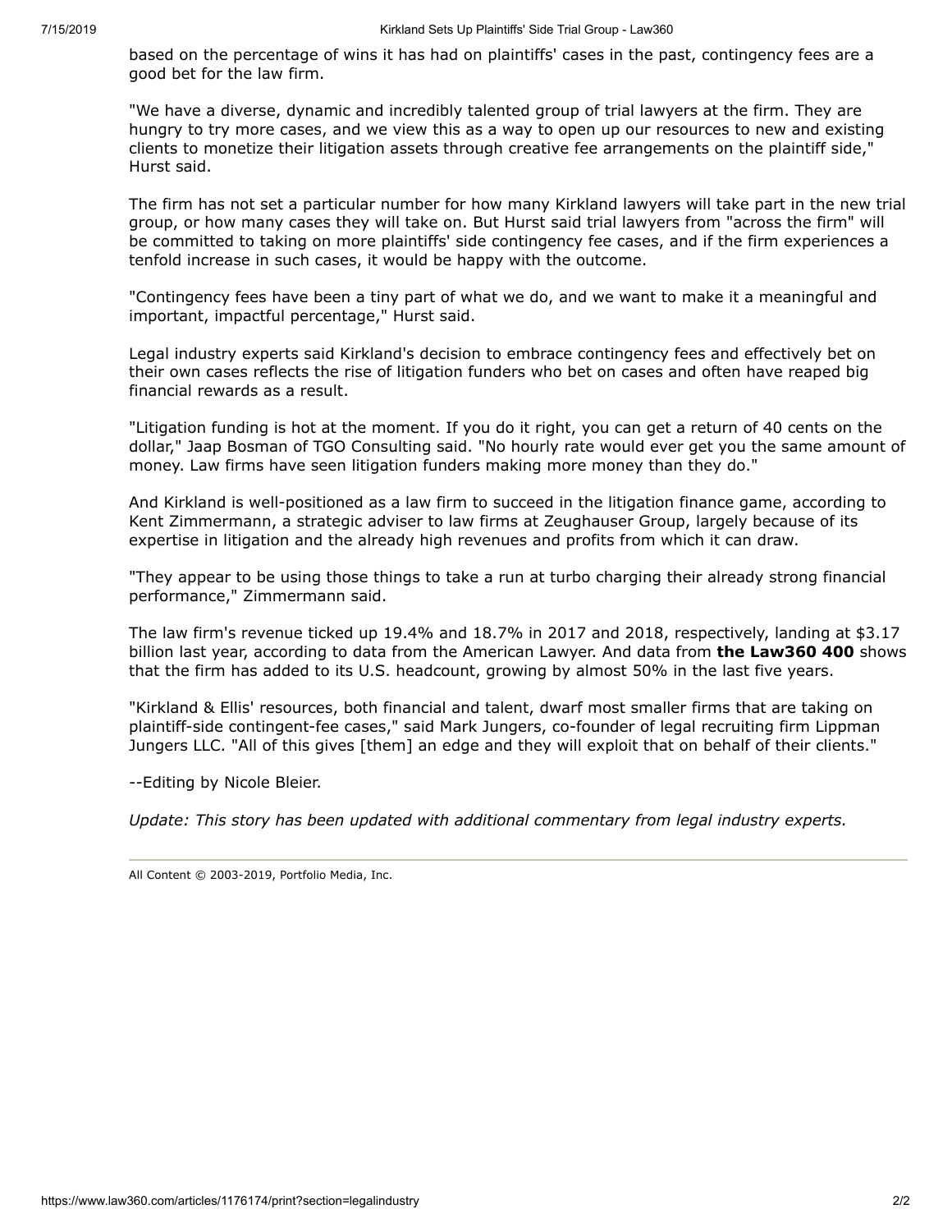based on the percentage of wins it has had on plaintiffs' cases in the past, contingency fees are a good bet for the law firm.

"We have a diverse, dynamic and incredibly talented group of trial lawyers at the firm. They are hungry to try more cases, and we view this as a way to open up our resources to new and existing clients to monetize their litigation assets through creative fee arrangements on the plaintiff side," Hurst said.

The firm has not set a particular number for how many Kirkland lawyers will take part in the new trial group, or how many cases they will take on. But Hurst said trial lawyers from "across the firm" will be committed to taking on more plaintiffs' side contingency fee cases, and if the firm experiences a tenfold increase in such cases, it would be happy with the outcome.

"Contingency fees have been a tiny part of what we do, and we want to make it a meaningful and important, impactful percentage," Hurst said.

Legal industry experts said Kirkland's decision to embrace contingency fees and effectively bet on their own cases reflects the rise of litigation funders who bet on cases and often have reaped big financial rewards as a result.

"Litigation funding is hot at the moment. If you do it right, you can get a return of 40 cents on the dollar," Jaap Bosman of TGO Consulting said. "No hourly rate would ever get you the same amount of money. Law firms have seen litigation funders making more money than they do."

And Kirkland is well-positioned as a law firm to succeed in the litigation finance game, according to Kent Zimmermann, a strategic adviser to law firms at Zeughauser Group, largely because of its expertise in litigation and the already high revenues and profits from which it can draw.

"They appear to be using those things to take a run at turbo charging their already strong financial performance," Zimmermann said.

The law firm's revenue ticked up 19.4% and 18.7% in 2017 and 2018, respectively, landing at $3.17 billion last year, according to data from the American Lawyer. And data from **the Law360 400** shows that the firm has added to its U.S. headcount, growing by almost 50% in the last five years.

"Kirkland & Ellis' resources, both financial and talent, dwarf most smaller firms that are taking on plaintiff-side contingent-fee cases," said Mark Jungers, co-founder of legal recruiting firm Lippman Jungers LLC. "All of this gives [them] an edge and they will exploit that on behalf of their clients."

--Editing by Nicole Bleier.

*Update: This story has been updated with additional commentary from legal industry experts.*

All Content © 2003-2019, Portfolio Media, Inc.